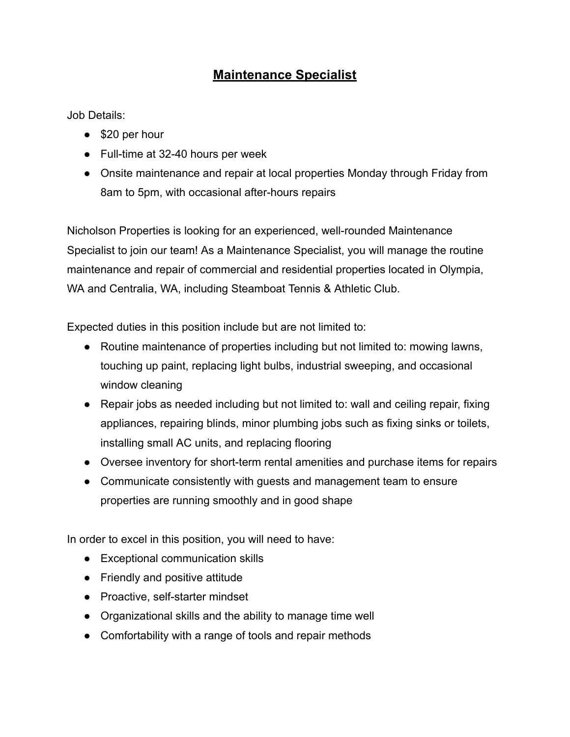# <u>Maintenance Specialist</u>

Job Details:

- $20 per hour
- Full-time at 32-40 hours per week
- Onsite maintenance and repair at local properties Monday through Friday from 8am to 5pm, with occasional after-hours repairs

Nicholson Properties is looking for an experienced, well-rounded Maintenance Specialist to join our team! As a Maintenance Specialist, you will manage the routine maintenance and repair of commercial and residential properties located in Olympia, WA and Centralia, WA, including Steamboat Tennis & Athletic Club.

Expected duties in this position include but are not limited to:

- Routine maintenance of properties including but not limited to: mowing lawns, touching up paint, replacing light bulbs, industrial sweeping, and occasional window cleaning
- Repair jobs as needed including but not limited to: wall and ceiling repair, fixing appliances, repairing blinds, minor plumbing jobs such as fixing sinks or toilets, installing small AC units, and replacing flooring
- Oversee inventory for short-term rental amenities and purchase items for repairs
- Communicate consistently with guests and management team to ensure properties are running smoothly and in good shape

In order to excel in this position, you will need to have:

- Exceptional communication skills
- Friendly and positive attitude
- Proactive, self-starter mindset
- Organizational skills and the ability to manage time well
- Comfortability with a range of tools and repair methods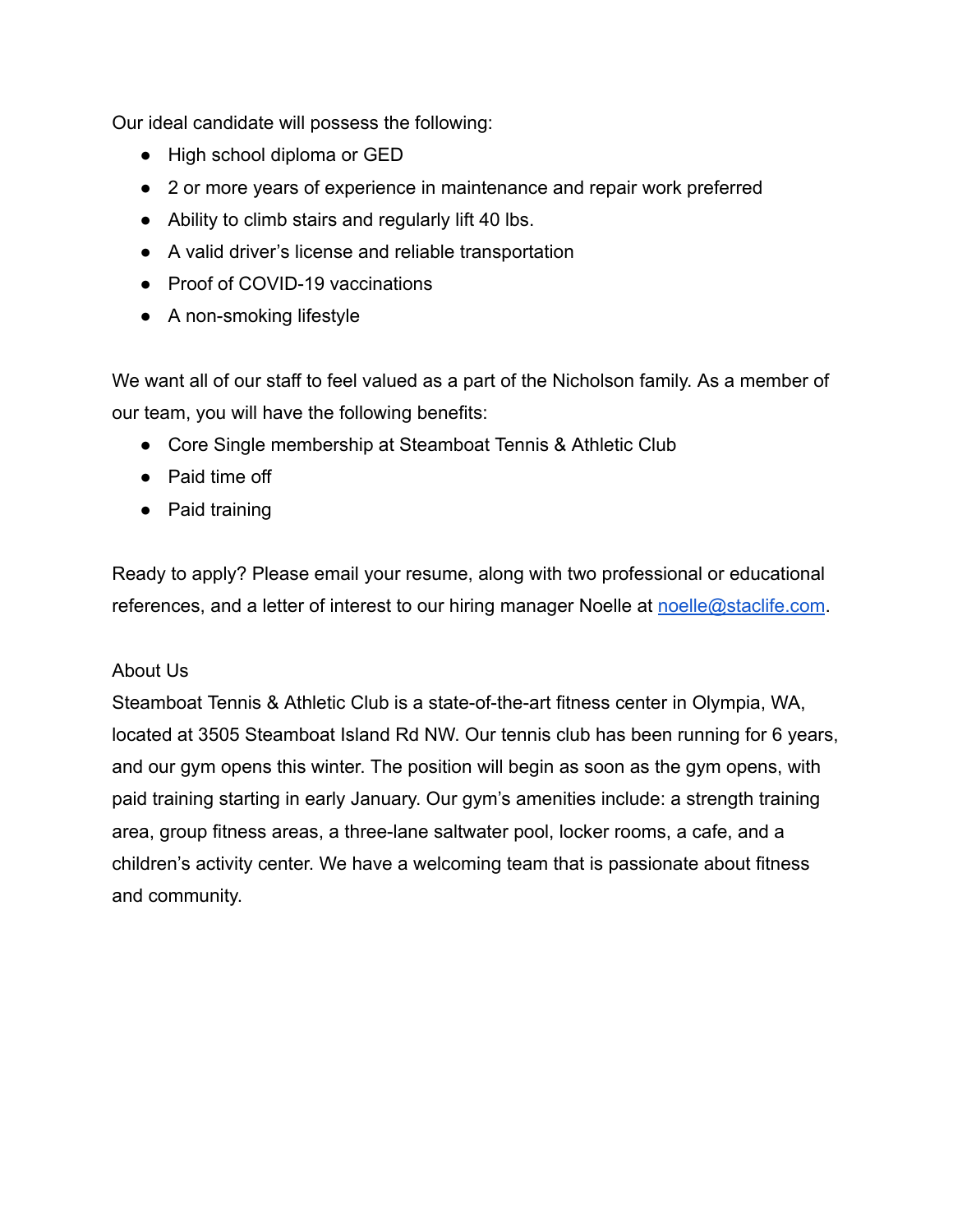Our ideal candidate will possess the following:

- High school diploma or GED
- 2 or more years of experience in maintenance and repair work preferred
- Ability to climb stairs and regularly lift 40 lbs.
- A valid driver's license and reliable transportation
- Proof of COVID-19 vaccinations
- A non-smoking lifestyle

We want all of our staff to feel valued as a part of the Nicholson family. As a member of our team, you will have the following benefits:

- Core Single membership at Steamboat Tennis & Athletic Club
- Paid time off
- Paid training

Ready to apply? Please email your resume, along with two professional or educational references, and a letter of interest to our hiring manager Noelle at [noelle@staclife.com](mailto:noelle@staclife.com).

About Us

Steamboat Tennis & Athletic Club is a state-of-the-art fitness center in Olympia, WA, located at 3505 Steamboat Island Rd NW. Our tennis club has been running for 6 years, and our gym opens this winter. The position will begin as soon as the gym opens, with paid training starting in early January. Our gym's amenities include: a strength training area, group fitness areas, a three-lane saltwater pool, locker rooms, a cafe, and a children's activity center. We have a welcoming team that is passionate about fitness and community.